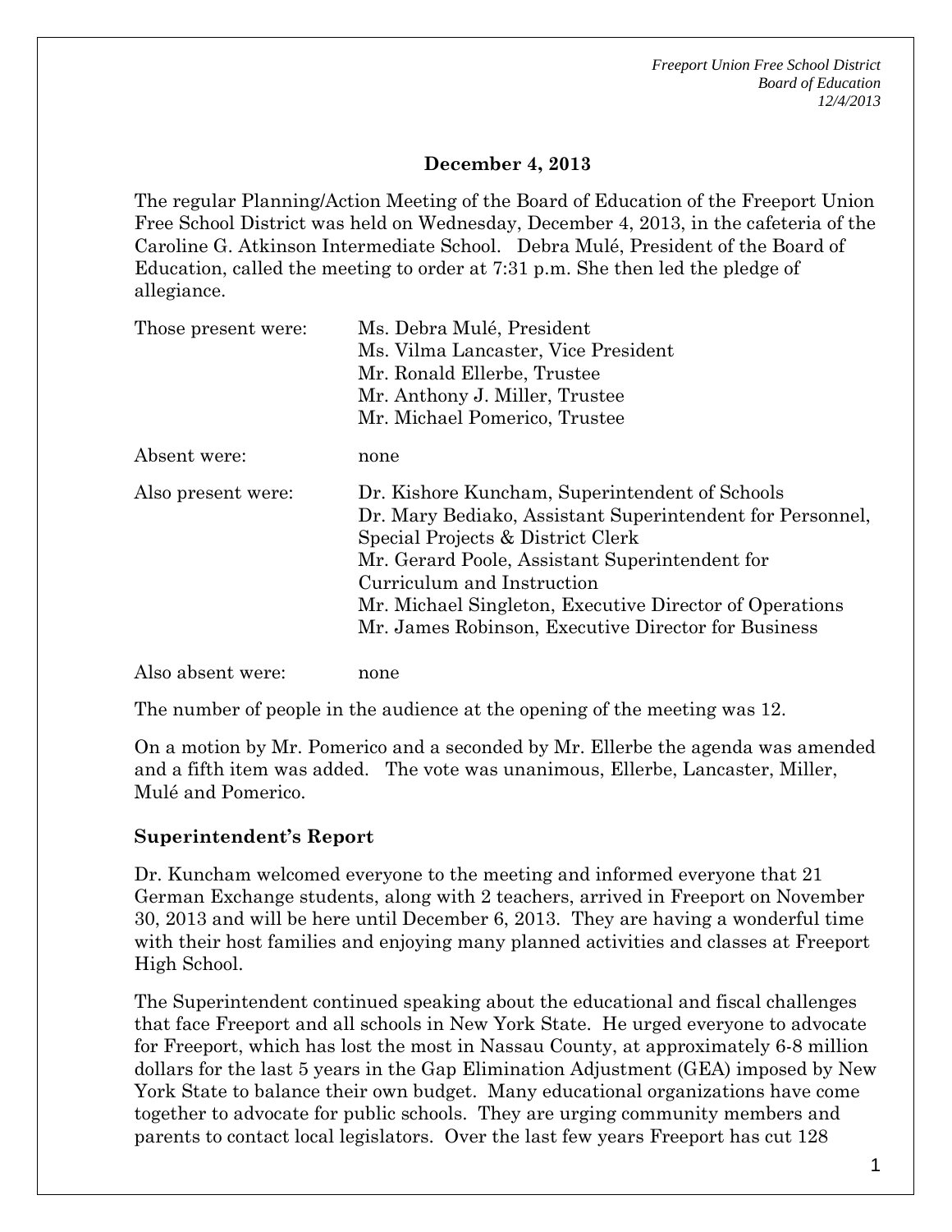**December 4, 2013**

The regular Planning/Action Meeting of the Board of Education of the Freeport Union Free School District was held on Wednesday, December 4, 2013, in the cafeteria of the Caroline G. Atkinson Intermediate School. Debra Mulé, President of the Board of Education, called the meeting to order at 7:31 p.m. She then led the pledge of allegiance.

| | |
|---|---|
| Those present were: | Ms. Debra Mulé, President<br>Ms. Vilma Lancaster, Vice President<br>Mr. Ronald Ellerbe, Trustee<br>Mr. Anthony J. Miller, Trustee<br>Mr. Michael Pomerico, Trustee |
| Absent were: | none |
| Also present were: | Dr. Kishore Kuncham, Superintendent of Schools<br>Dr. Mary Bediako, Assistant Superintendent for Personnel, Special Projects & District Clerk<br>Mr. Gerard Poole, Assistant Superintendent for Curriculum and Instruction<br>Mr. Michael Singleton, Executive Director of Operations<br>Mr. James Robinson, Executive Director for Business |
| Also absent were: | none |

The number of people in the audience at the opening of the meeting was 12.

On a motion by Mr. Pomerico and a seconded by Mr. Ellerbe the agenda was amended and a fifth item was added. The vote was unanimous, Ellerbe, Lancaster, Miller, Mulé and Pomerico.

## Superintendent's Report

Dr. Kuncham welcomed everyone to the meeting and informed everyone that 21 German Exchange students, along with 2 teachers, arrived in Freeport on November 30, 2013 and will be here until December 6, 2013. They are having a wonderful time with their host families and enjoying many planned activities and classes at Freeport High School.

The Superintendent continued speaking about the educational and fiscal challenges that face Freeport and all schools in New York State. He urged everyone to advocate for Freeport, which has lost the most in Nassau County, at approximately 6-8 million dollars for the last 5 years in the Gap Elimination Adjustment (GEA) imposed by New York State to balance their own budget. Many educational organizations have come together to advocate for public schools. They are urging community members and parents to contact local legislators. Over the last few years Freeport has cut 128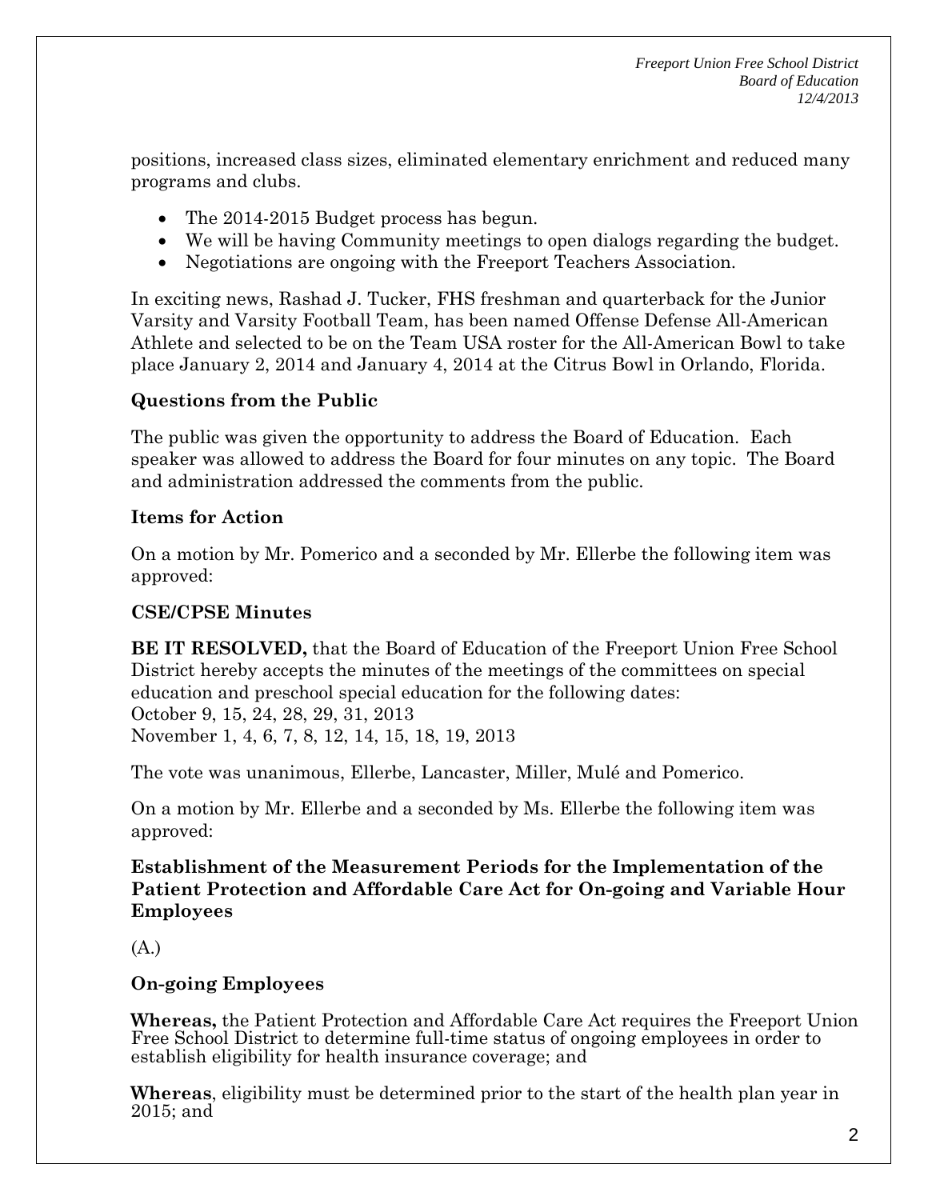positions, increased class sizes, eliminated elementary enrichment and reduced many programs and clubs.

- The 2014-2015 Budget process has begun.
- We will be having Community meetings to open dialogs regarding the budget.
- Negotiations are ongoing with the Freeport Teachers Association.

In exciting news, Rashad J. Tucker, FHS freshman and quarterback for the Junior Varsity and Varsity Football Team, has been named Offense Defense All-American Athlete and selected to be on the Team USA roster for the All-American Bowl to take place January 2, 2014 and January 4, 2014 at the Citrus Bowl in Orlando, Florida.

### Questions from the Public

The public was given the opportunity to address the Board of Education. Each speaker was allowed to address the Board for four minutes on any topic. The Board and administration addressed the comments from the public.

### Items for Action

On a motion by Mr. Pomerico and a seconded by Mr. Ellerbe the following item was approved:

### CSE/CPSE Minutes

**BE IT RESOLVED,** that the Board of Education of the Freeport Union Free School District hereby accepts the minutes of the meetings of the committees on special education and preschool special education for the following dates:
October 9, 15, 24, 28, 29, 31, 2013
November 1, 4, 6, 7, 8, 12, 14, 15, 18, 19, 2013

The vote was unanimous, Ellerbe, Lancaster, Miller, Mulé and Pomerico.

On a motion by Mr. Ellerbe and a seconded by Ms. Ellerbe the following item was approved:

### Establishment of the Measurement Periods for the Implementation of the Patient Protection and Affordable Care Act for On-going and Variable Hour Employees

(A.)

### On-going Employees

**Whereas,** the Patient Protection and Affordable Care Act requires the Freeport Union Free School District to determine full-time status of ongoing employees in order to establish eligibility for health insurance coverage; and

**Whereas**, eligibility must be determined prior to the start of the health plan year in 2015; and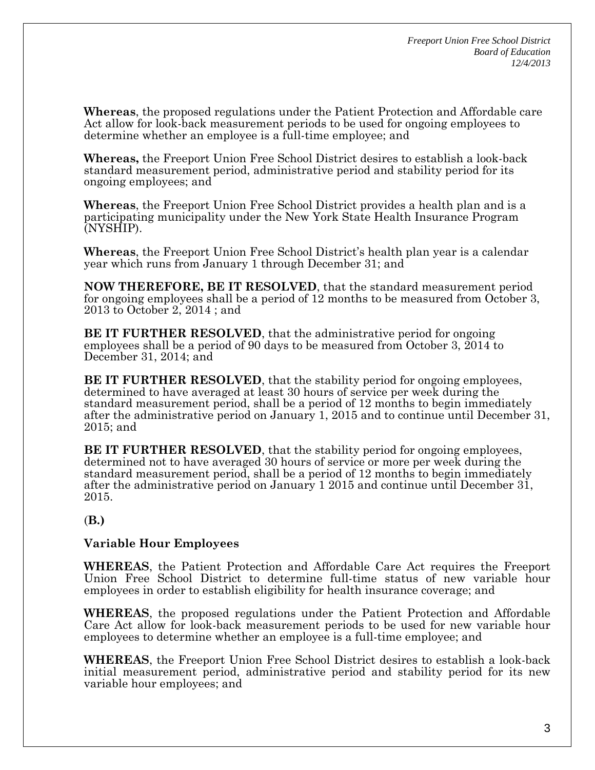**Whereas**, the proposed regulations under the Patient Protection and Affordable care Act allow for look-back measurement periods to be used for ongoing employees to determine whether an employee is a full-time employee; and

**Whereas,** the Freeport Union Free School District desires to establish a look-back standard measurement period, administrative period and stability period for its ongoing employees; and

**Whereas**, the Freeport Union Free School District provides a health plan and is a participating municipality under the New York State Health Insurance Program (NYSHIP).

**Whereas**, the Freeport Union Free School District's health plan year is a calendar year which runs from January 1 through December 31; and

**NOW THEREFORE, BE IT RESOLVED**, that the standard measurement period for ongoing employees shall be a period of 12 months to be measured from October 3, 2013 to October 2, 2014 ; and

**BE IT FURTHER RESOLVED**, that the administrative period for ongoing employees shall be a period of 90 days to be measured from October 3, 2014 to December 31, 2014; and

**BE IT FURTHER RESOLVED**, that the stability period for ongoing employees, determined to have averaged at least 30 hours of service per week during the standard measurement period, shall be a period of 12 months to begin immediately after the administrative period on January 1, 2015 and to continue until December 31, 2015; and

**BE IT FURTHER RESOLVED**, that the stability period for ongoing employees, determined not to have averaged 30 hours of service or more per week during the standard measurement period, shall be a period of 12 months to begin immediately after the administrative period on January 1 2015 and continue until December 31, 2015.

**(B.)**

**Variable Hour Employees**

**WHEREAS**, the Patient Protection and Affordable Care Act requires the Freeport Union Free School District to determine full-time status of new variable hour employees in order to establish eligibility for health insurance coverage; and

**WHEREAS**, the proposed regulations under the Patient Protection and Affordable Care Act allow for look-back measurement periods to be used for new variable hour employees to determine whether an employee is a full-time employee; and

**WHEREAS**, the Freeport Union Free School District desires to establish a look-back initial measurement period, administrative period and stability period for its new variable hour employees; and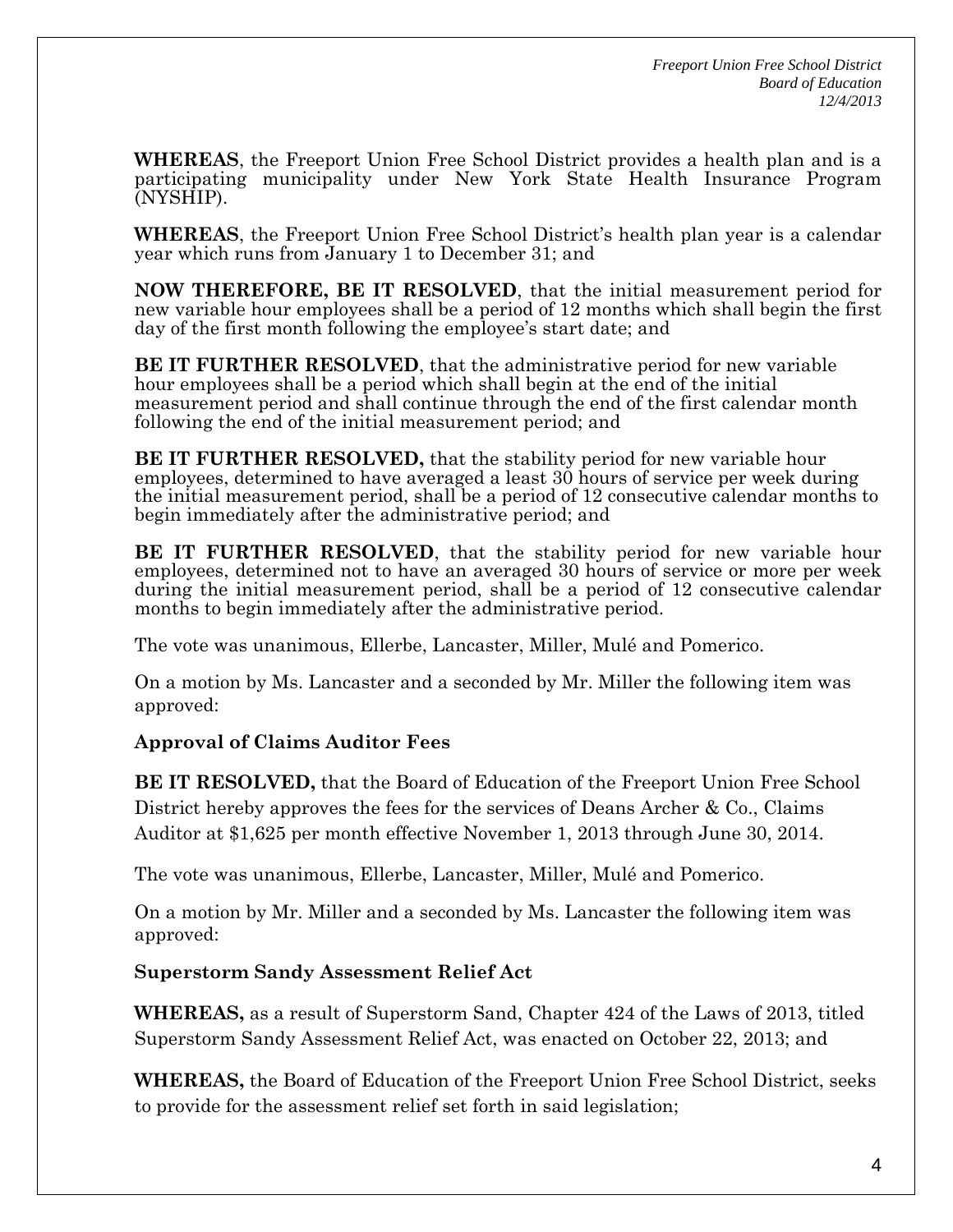**WHEREAS**, the Freeport Union Free School District provides a health plan and is a participating municipality under New York State Health Insurance Program (NYSHIP).

**WHEREAS**, the Freeport Union Free School District's health plan year is a calendar year which runs from January 1 to December 31; and

**NOW THEREFORE, BE IT RESOLVED**, that the initial measurement period for new variable hour employees shall be a period of 12 months which shall begin the first day of the first month following the employee's start date; and

**BE IT FURTHER RESOLVED**, that the administrative period for new variable hour employees shall be a period which shall begin at the end of the initial measurement period and shall continue through the end of the first calendar month following the end of the initial measurement period; and

**BE IT FURTHER RESOLVED,** that the stability period for new variable hour employees, determined to have averaged a least 30 hours of service per week during the initial measurement period, shall be a period of 12 consecutive calendar months to begin immediately after the administrative period; and

**BE IT FURTHER RESOLVED**, that the stability period for new variable hour employees, determined not to have an averaged 30 hours of service or more per week during the initial measurement period, shall be a period of 12 consecutive calendar months to begin immediately after the administrative period.

The vote was unanimous, Ellerbe, Lancaster, Miller, Mulé and Pomerico.

On a motion by Ms. Lancaster and a seconded by Mr. Miller the following item was approved:

**Approval of Claims Auditor Fees**

**BE IT RESOLVED,** that the Board of Education of the Freeport Union Free School District hereby approves the fees for the services of Deans Archer & Co., Claims Auditor at $1,625 per month effective November 1, 2013 through June 30, 2014.

The vote was unanimous, Ellerbe, Lancaster, Miller, Mulé and Pomerico.

On a motion by Mr. Miller and a seconded by Ms. Lancaster the following item was approved:

**Superstorm Sandy Assessment Relief Act**

**WHEREAS,** as a result of Superstorm Sand, Chapter 424 of the Laws of 2013, titled Superstorm Sandy Assessment Relief Act, was enacted on October 22, 2013; and

**WHEREAS,** the Board of Education of the Freeport Union Free School District, seeks to provide for the assessment relief set forth in said legislation;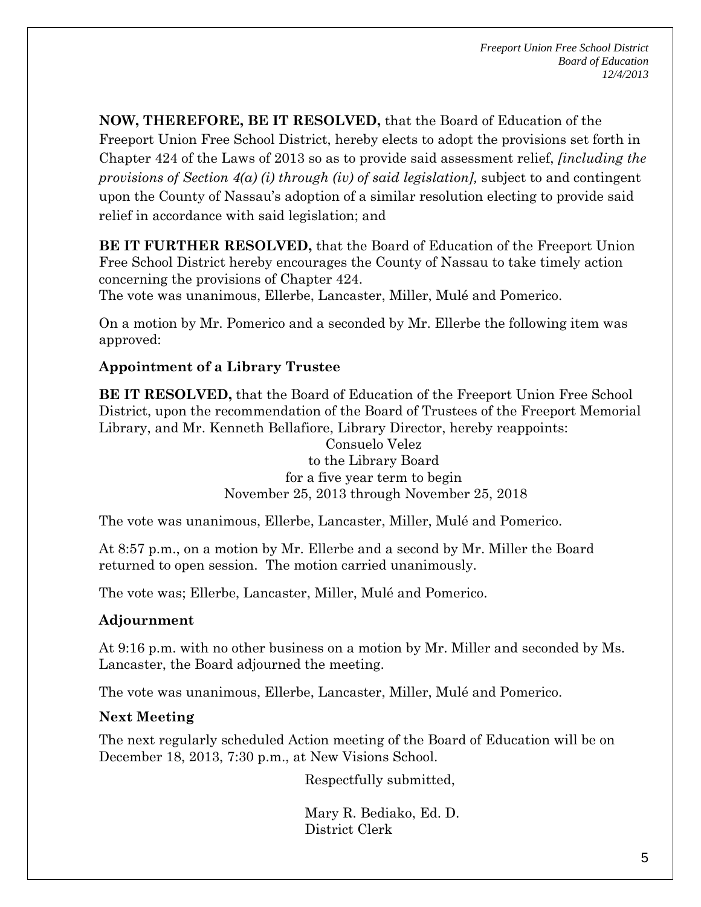**NOW, THEREFORE, BE IT RESOLVED,** that the Board of Education of the Freeport Union Free School District, hereby elects to adopt the provisions set forth in Chapter 424 of the Laws of 2013 so as to provide said assessment relief, *[including the provisions of Section 4(a) (i) through (iv) of said legislation],* subject to and contingent upon the County of Nassau's adoption of a similar resolution electing to provide said relief in accordance with said legislation; and

**BE IT FURTHER RESOLVED,** that the Board of Education of the Freeport Union Free School District hereby encourages the County of Nassau to take timely action concerning the provisions of Chapter 424.
The vote was unanimous, Ellerbe, Lancaster, Miller, Mulé and Pomerico.

On a motion by Mr. Pomerico and a seconded by Mr. Ellerbe the following item was approved:

**Appointment of a Library Trustee**

**BE IT RESOLVED,** that the Board of Education of the Freeport Union Free School District, upon the recommendation of the Board of Trustees of the Freeport Memorial Library, and Mr. Kenneth Bellafiore, Library Director, hereby reappoints:

Consuelo Velez
to the Library Board
for a five year term to begin
November 25, 2013 through November 25, 2018

The vote was unanimous, Ellerbe, Lancaster, Miller, Mulé and Pomerico.

At 8:57 p.m., on a motion by Mr. Ellerbe and a second by Mr. Miller the Board returned to open session. The motion carried unanimously.

The vote was; Ellerbe, Lancaster, Miller, Mulé and Pomerico.

**Adjournment**

At 9:16 p.m. with no other business on a motion by Mr. Miller and seconded by Ms. Lancaster, the Board adjourned the meeting.

The vote was unanimous, Ellerbe, Lancaster, Miller, Mulé and Pomerico.

**Next Meeting**

The next regularly scheduled Action meeting of the Board of Education will be on December 18, 2013, 7:30 p.m., at New Visions School.

Respectfully submitted,

Mary R. Bediako, Ed. D.
District Clerk